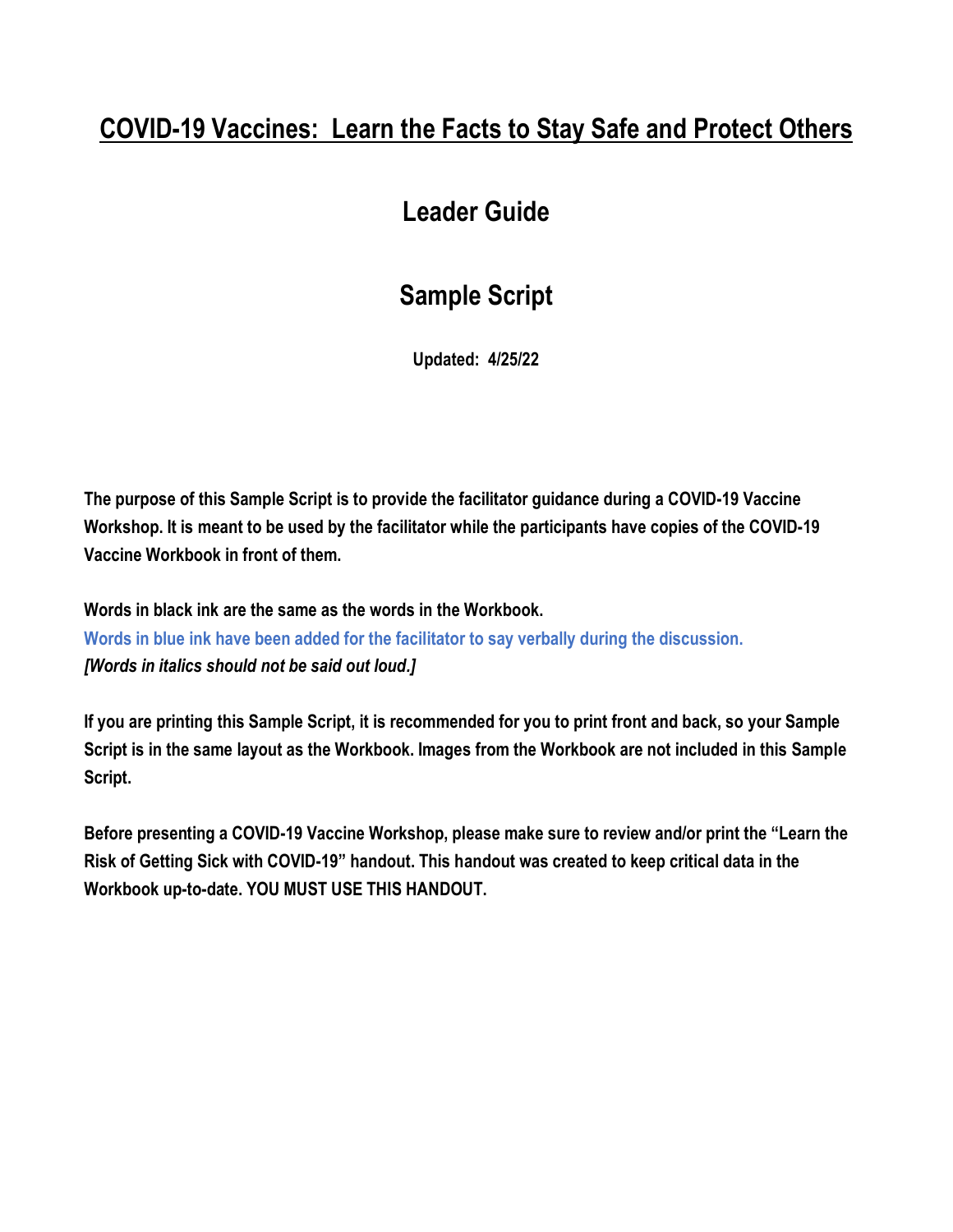# COVID-19 Vaccines: Learn the Facts to Stay Safe and Protect Others

## Leader Guide

## Sample Script

**Updated: 4/25/22**

**The purpose of this Sample Script is to provide the facilitator guidance during a COVID-19 Vaccine Workshop. It is meant to be used by the facilitator while the participants have copies of the COVID-19 Vaccine Workbook in front of them.**

**Words in black ink are the same as the words in the Workbook.**
**Words in blue ink have been added for the facilitator to say verbally during the discussion.**
***[Words in italics should not be said out loud.]***

**If you are printing this Sample Script, it is recommended for you to print front and back, so your Sample Script is in the same layout as the Workbook. Images from the Workbook are not included in this Sample Script.**

**Before presenting a COVID-19 Vaccine Workshop, please make sure to review and/or print the "Learn the Risk of Getting Sick with COVID-19" handout. This handout was created to keep critical data in the Workbook up-to-date. YOU MUST USE THIS HANDOUT.**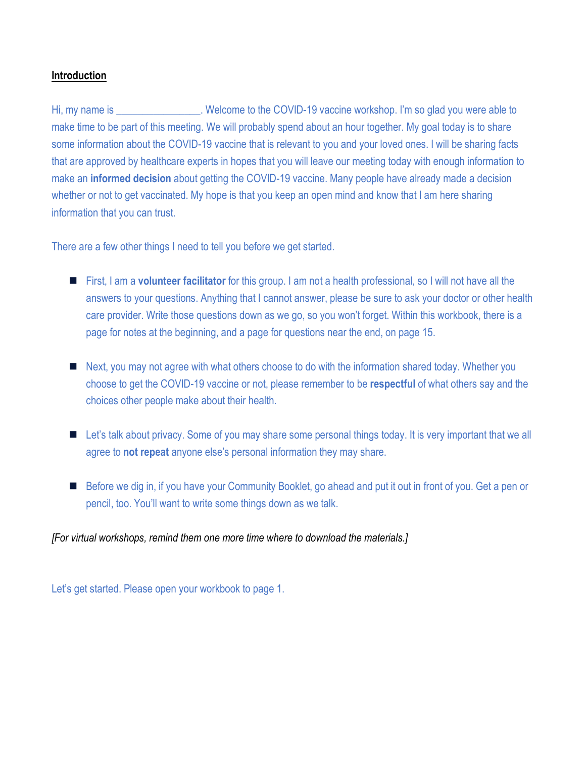## Introduction

Hi, my name is ________________. Welcome to the COVID-19 vaccine workshop. I'm so glad you were able to make time to be part of this meeting. We will probably spend about an hour together. My goal today is to share some information about the COVID-19 vaccine that is relevant to you and your loved ones. I will be sharing facts that are approved by healthcare experts in hopes that you will leave our meeting today with enough information to make an **informed decision** about getting the COVID-19 vaccine. Many people have already made a decision whether or not to get vaccinated. My hope is that you keep an open mind and know that I am here sharing information that you can trust.

There are a few other things I need to tell you before we get started.

- First, I am a **volunteer facilitator** for this group. I am not a health professional, so I will not have all the answers to your questions. Anything that I cannot answer, please be sure to ask your doctor or other health care provider. Write those questions down as we go, so you won't forget. Within this workbook, there is a page for notes at the beginning, and a page for questions near the end, on page 15.

- Next, you may not agree with what others choose to do with the information shared today. Whether you choose to get the COVID-19 vaccine or not, please remember to be **respectful** of what others say and the choices other people make about their health.

- Let's talk about privacy. Some of you may share some personal things today. It is very important that we all agree to **not repeat** anyone else's personal information they may share.

- Before we dig in, if you have your Community Booklet, go ahead and put it out in front of you. Get a pen or pencil, too. You'll want to write some things down as we talk.

*[For virtual workshops, remind them one more time where to download the materials.]*

Let's get started. Please open your workbook to page 1.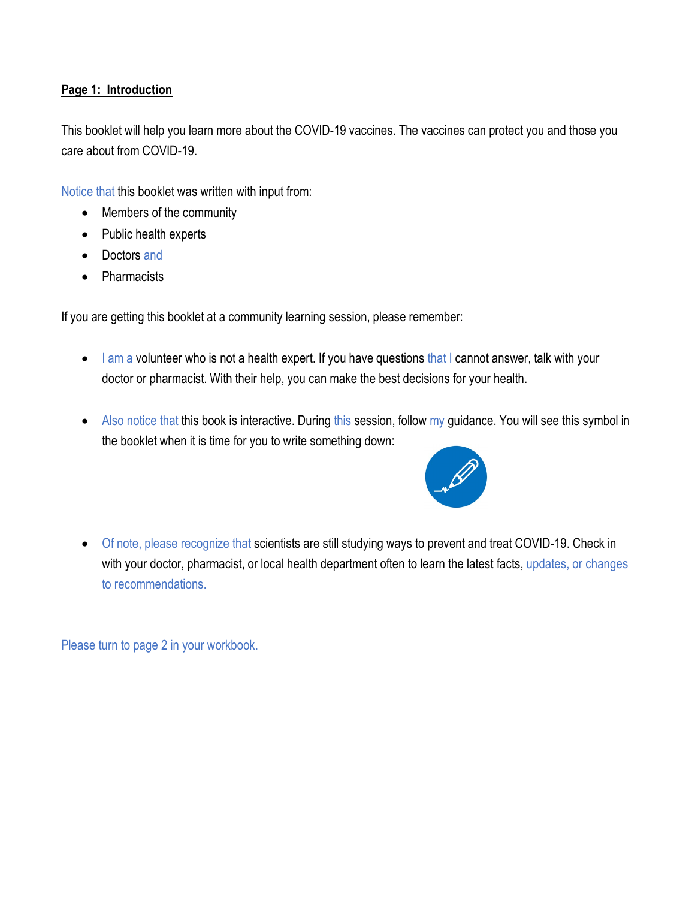**Page 1: Introduction**

This booklet will help you learn more about the COVID-19 vaccines. The vaccines can protect you and those you care about from COVID-19.

Notice that this booklet was written with input from:

- Members of the community
- Public health experts
- Doctors and
- Pharmacists

If you are getting this booklet at a community learning session, please remember:

- I am a volunteer who is not a health expert. If you have questions that I cannot answer, talk with your doctor or pharmacist. With their help, you can make the best decisions for your health.

- Also notice that this book is interactive. During this session, follow my guidance. You will see this symbol in the booklet when it is time for you to write something down:

- Of note, please recognize that scientists are still studying ways to prevent and treat COVID-19. Check in with your doctor, pharmacist, or local health department often to learn the latest facts, updates, or changes to recommendations.

Please turn to page 2 in your workbook.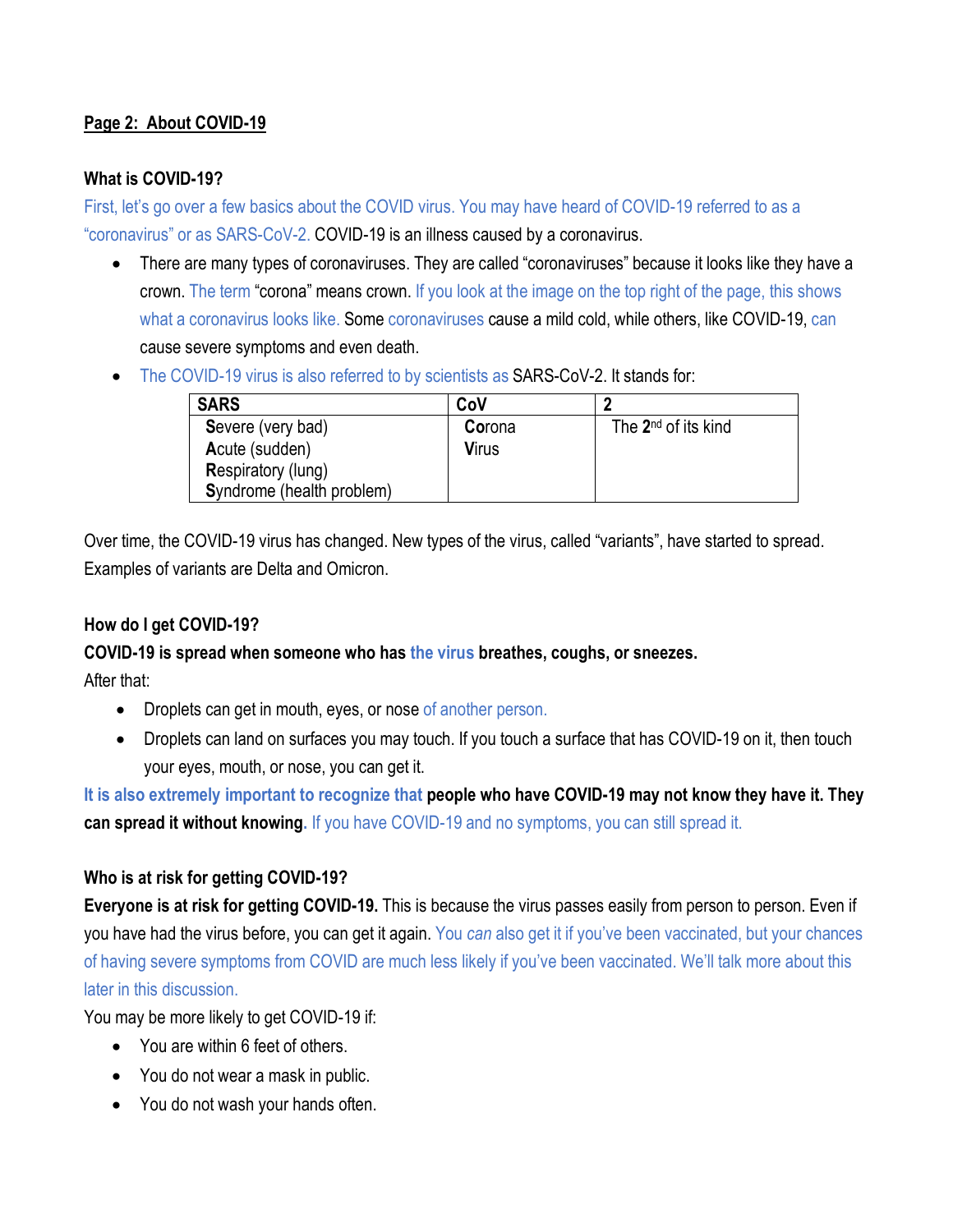**Page 2: About COVID-19**

**What is COVID-19?**

First, let's go over a few basics about the COVID virus. You may have heard of COVID-19 referred to as a "coronavirus" or as SARS-CoV-2. COVID-19 is an illness caused by a coronavirus.

- There are many types of coronaviruses. They are called "coronaviruses" because it looks like they have a crown. The term "corona" means crown. If you look at the image on the top right of the page, this shows what a coronavirus looks like. Some coronaviruses cause a mild cold, while others, like COVID-19, can cause severe symptoms and even death.
- The COVID-19 virus is also referred to by scientists as SARS-CoV-2. It stands for:

| SARS | CoV | 2 |
|---|---|---|
| **S**evere (very bad)<br>**A**cute (sudden)<br>**R**espiratory (lung)<br>**S**yndrome (health problem) | **Co**rona<br>**V**irus | The **2**nd of its kind |

Over time, the COVID-19 virus has changed. New types of the virus, called "variants", have started to spread. Examples of variants are Delta and Omicron.

**How do I get COVID-19?**

**COVID-19 is spread when someone who has the virus breathes, coughs, or sneezes.**

After that:

- Droplets can get in mouth, eyes, or nose of another person.
- Droplets can land on surfaces you may touch. If you touch a surface that has COVID-19 on it, then touch your eyes, mouth, or nose, you can get it.

**It is also extremely important to recognize that people who have COVID-19 may not know they have it. They can spread it without knowing.** If you have COVID-19 and no symptoms, you can still spread it.

**Who is at risk for getting COVID-19?**

**Everyone is at risk for getting COVID-19.** This is because the virus passes easily from person to person. Even if you have had the virus before, you can get it again. You *can* also get it if you've been vaccinated, but your chances of having severe symptoms from COVID are much less likely if you've been vaccinated. We'll talk more about this later in this discussion.

You may be more likely to get COVID-19 if:

- You are within 6 feet of others.
- You do not wear a mask in public.
- You do not wash your hands often.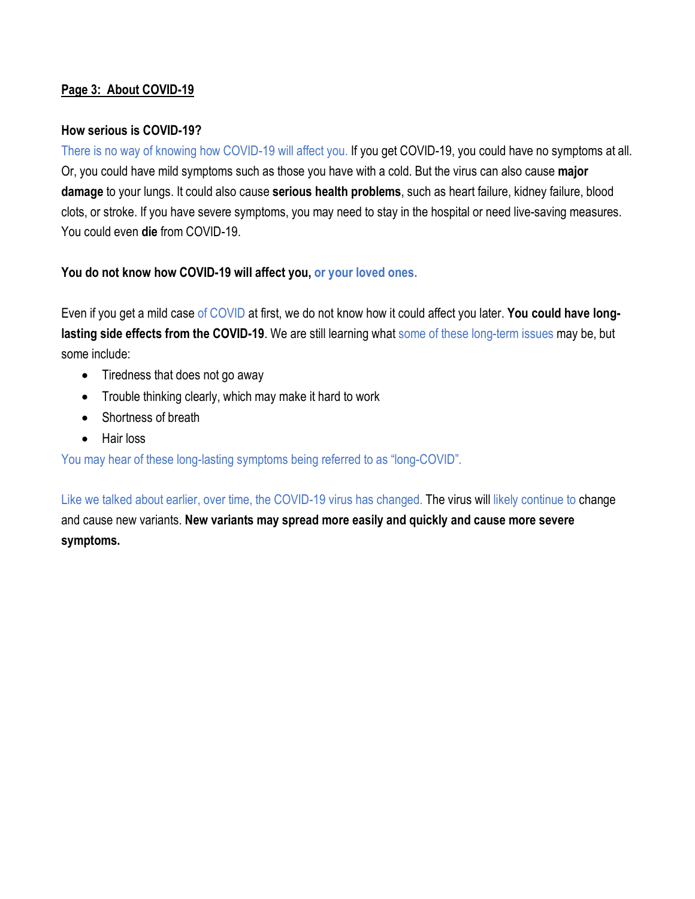## Page 3: About COVID-19

**How serious is COVID-19?**

There is no way of knowing how COVID-19 will affect you. If you get COVID-19, you could have no symptoms at all. Or, you could have mild symptoms such as those you have with a cold. But the virus can also cause **major damage** to your lungs. It could also cause **serious health problems**, such as heart failure, kidney failure, blood clots, or stroke. If you have severe symptoms, you may need to stay in the hospital or need live-saving measures. You could even **die** from COVID-19.

**You do not know how COVID-19 will affect you, or your loved ones.**

Even if you get a mild case of COVID at first, we do not know how it could affect you later. **You could have long-lasting side effects from the COVID-19**. We are still learning what some of these long-term issues may be, but some include:

- Tiredness that does not go away
- Trouble thinking clearly, which may make it hard to work
- Shortness of breath
- Hair loss

You may hear of these long-lasting symptoms being referred to as "long-COVID".

Like we talked about earlier, over time, the COVID-19 virus has changed. The virus will likely continue to change and cause new variants. **New variants may spread more easily and quickly and cause more severe symptoms.**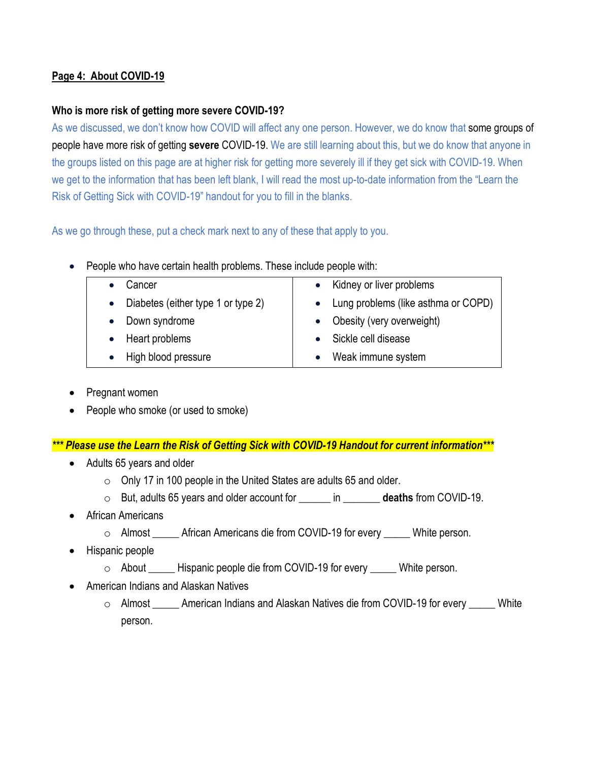**Page 4: About COVID-19**

**Who is more risk of getting more severe COVID-19?**

As we discussed, we don't know how COVID will affect any one person. However, we do know that some groups of people have more risk of getting **severe** COVID-19. We are still learning about this, but we do know that anyone in the groups listed on this page are at higher risk for getting more severely ill if they get sick with COVID-19. When we get to the information that has been left blank, I will read the most up-to-date information from the "Learn the Risk of Getting Sick with COVID-19" handout for you to fill in the blanks.

As we go through these, put a check mark next to any of these that apply to you.

- People who have certain health problems. These include people with:

| | |
|---|---|
| • Cancer | • Kidney or liver problems |
| • Diabetes (either type 1 or type 2) | • Lung problems (like asthma or COPD) |
| • Down syndrome | • Obesity (very overweight) |
| • Heart problems | • Sickle cell disease |
| • High blood pressure | • Weak immune system |

- Pregnant women
- People who smoke (or used to smoke)

***\*\*\* Please use the Learn the Risk of Getting Sick with COVID-19 Handout for current information\*\*\****

- Adults 65 years and older
  - Only 17 in 100 people in the United States are adults 65 and older.
  - But, adults 65 years and older account for ______ in _______ **deaths** from COVID-19.
- African Americans
  - Almost _____ African Americans die from COVID-19 for every _____ White person.
- Hispanic people
  - About _____ Hispanic people die from COVID-19 for every _____ White person.
- American Indians and Alaskan Natives
  - Almost _____ American Indians and Alaskan Natives die from COVID-19 for every _____ White person.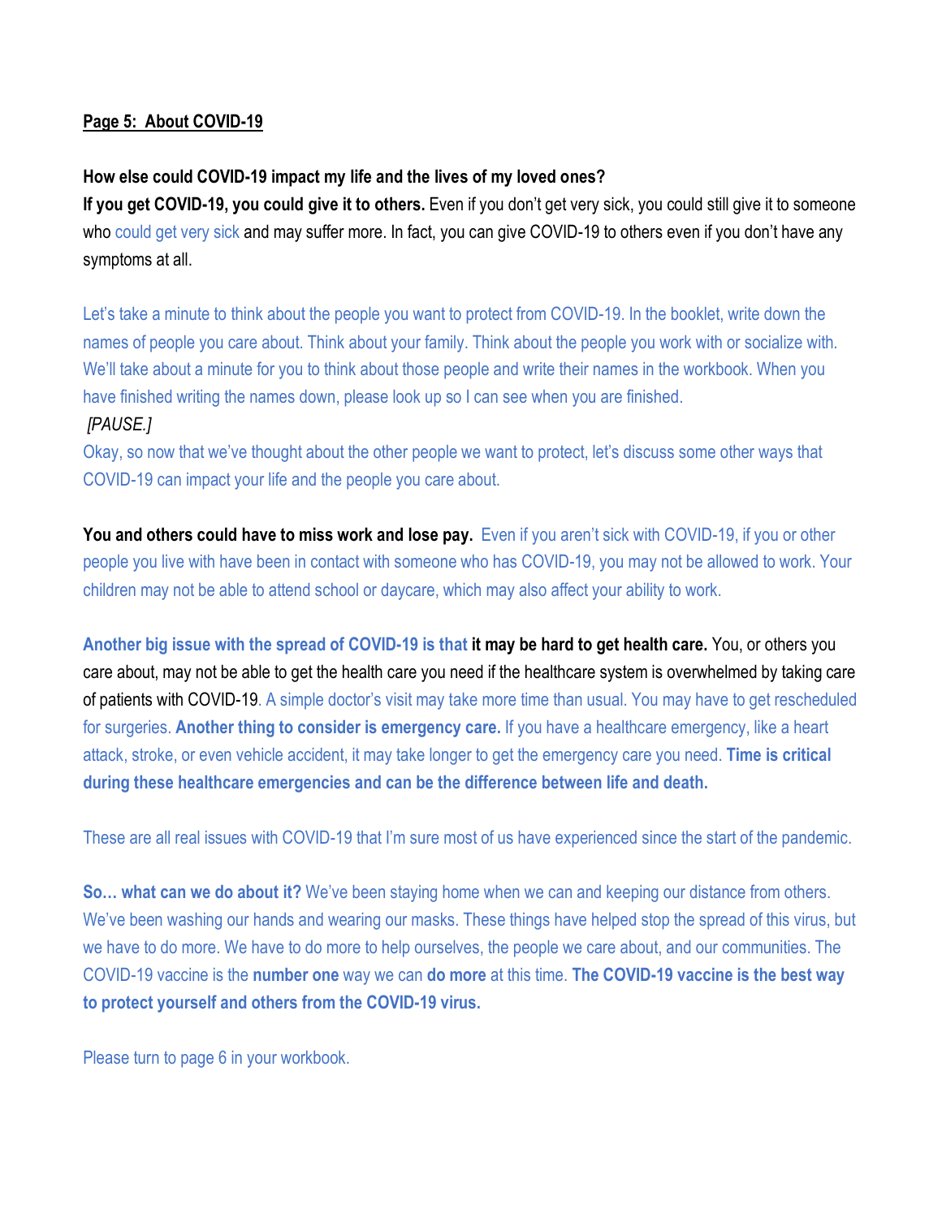**Page 5: About COVID-19**

**How else could COVID-19 impact my life and the lives of my loved ones?**

**If you get COVID-19, you could give it to others.** Even if you don't get very sick, you could still give it to someone who could get very sick and may suffer more. In fact, you can give COVID-19 to others even if you don't have any symptoms at all.

Let's take a minute to think about the people you want to protect from COVID-19. In the booklet, write down the names of people you care about. Think about your family. Think about the people you work with or socialize with. We'll take about a minute for you to think about those people and write their names in the workbook. When you have finished writing the names down, please look up so I can see when you are finished.

*[PAUSE.]*

Okay, so now that we've thought about the other people we want to protect, let's discuss some other ways that COVID-19 can impact your life and the people you care about.

**You and others could have to miss work and lose pay.** Even if you aren't sick with COVID-19, if you or other people you live with have been in contact with someone who has COVID-19, you may not be allowed to work. Your children may not be able to attend school or daycare, which may also affect your ability to work.

**Another big issue with the spread of COVID-19 is that it may be hard to get health care.** You, or others you care about, may not be able to get the health care you need if the healthcare system is overwhelmed by taking care of patients with COVID-19. A simple doctor's visit may take more time than usual. You may have to get rescheduled for surgeries. **Another thing to consider is emergency care.** If you have a healthcare emergency, like a heart attack, stroke, or even vehicle accident, it may take longer to get the emergency care you need. **Time is critical during these healthcare emergencies and can be the difference between life and death.**

These are all real issues with COVID-19 that I'm sure most of us have experienced since the start of the pandemic.

**So… what can we do about it?** We've been staying home when we can and keeping our distance from others. We've been washing our hands and wearing our masks. These things have helped stop the spread of this virus, but we have to do more. We have to do more to help ourselves, the people we care about, and our communities. The COVID-19 vaccine is the **number one** way we can **do more** at this time. **The COVID-19 vaccine is the best way to protect yourself and others from the COVID-19 virus.**

Please turn to page 6 in your workbook.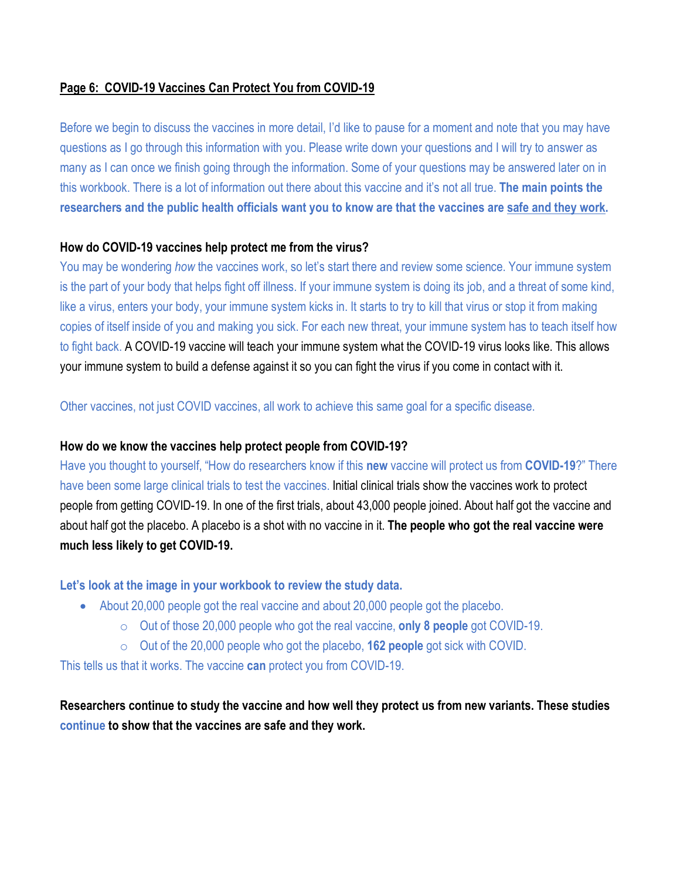## <u>Page 6: COVID-19 Vaccines Can Protect You from COVID-19</u>

Before we begin to discuss the vaccines in more detail, I'd like to pause for a moment and note that you may have questions as I go through this information with you. Please write down your questions and I will try to answer as many as I can once we finish going through the information. Some of your questions may be answered later on in this workbook. There is a lot of information out there about this vaccine and it's not all true. **The main points the researchers and the public health officials want you to know are that the vaccines are <u>safe and they work</u>.**

### How do COVID-19 vaccines help protect me from the virus?

You may be wondering *how* the vaccines work, so let's start there and review some science. Your immune system is the part of your body that helps fight off illness. If your immune system is doing its job, and a threat of some kind, like a virus, enters your body, your immune system kicks in. It starts to try to kill that virus or stop it from making copies of itself inside of you and making you sick. For each new threat, your immune system has to teach itself how to fight back. A COVID-19 vaccine will teach your immune system what the COVID-19 virus looks like. This allows your immune system to build a defense against it so you can fight the virus if you come in contact with it.

Other vaccines, not just COVID vaccines, all work to achieve this same goal for a specific disease.

### How do we know the vaccines help protect people from COVID-19?

Have you thought to yourself, "How do researchers know if this **new** vaccine will protect us from **COVID-19**?" There have been some large clinical trials to test the vaccines. Initial clinical trials show the vaccines work to protect people from getting COVID-19. In one of the first trials, about 43,000 people joined. About half got the vaccine and about half got the placebo. A placebo is a shot with no vaccine in it. **The people who got the real vaccine were much less likely to get COVID-19.**

**Let's look at the image in your workbook to review the study data.**

- About 20,000 people got the real vaccine and about 20,000 people got the placebo.
  - Out of those 20,000 people who got the real vaccine, **only 8 people** got COVID-19.
  - Out of the 20,000 people who got the placebo, **162 people** got sick with COVID.

This tells us that it works. The vaccine **can** protect you from COVID-19.

**Researchers continue to study the vaccine and how well they protect us from new variants. These studies continue to show that the vaccines are safe and they work.**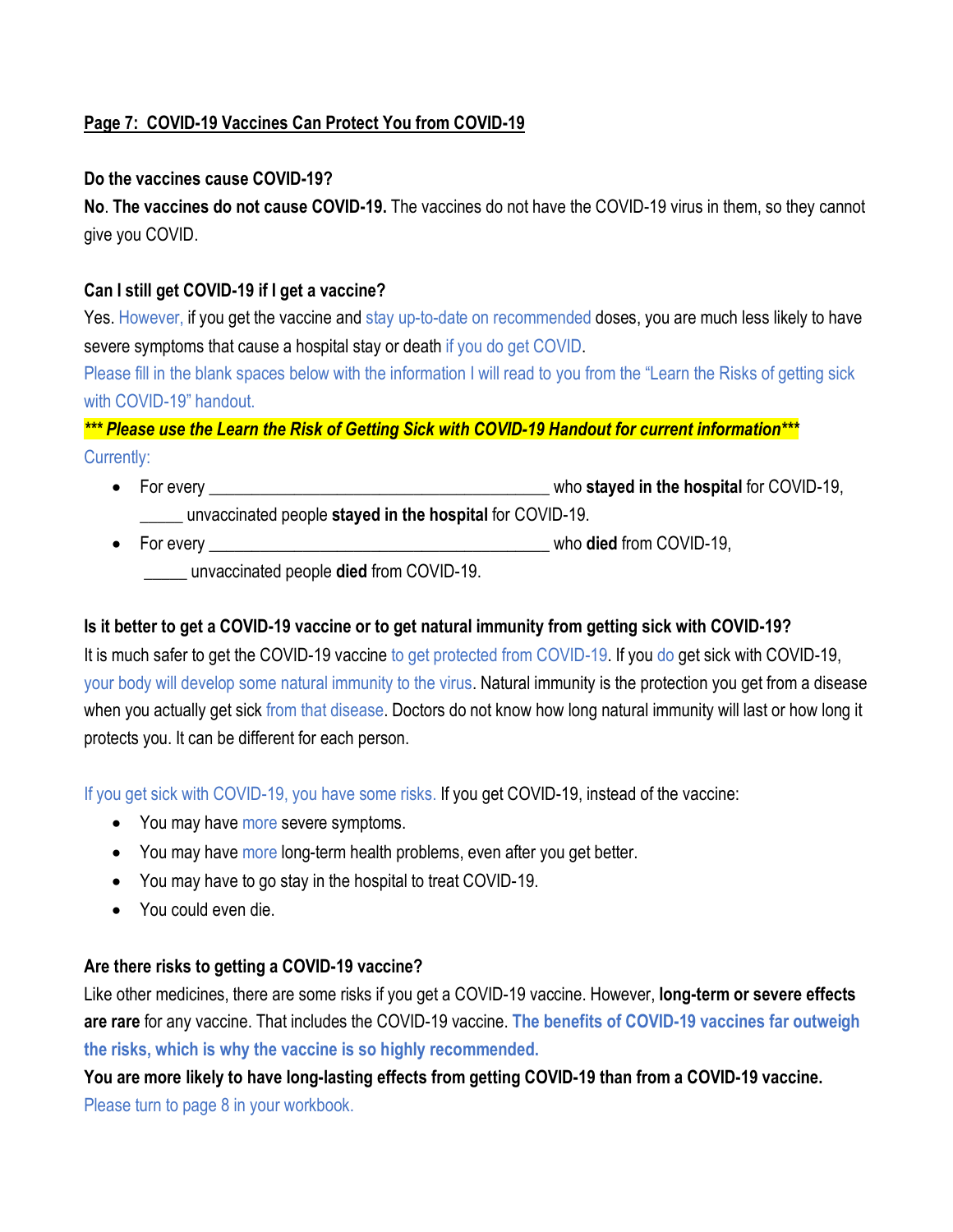## Page 7: COVID-19 Vaccines Can Protect You from COVID-19

**Do the vaccines cause COVID-19?**

**No**. **The vaccines do not cause COVID-19.** The vaccines do not have the COVID-19 virus in them, so they cannot give you COVID.

**Can I still get COVID-19 if I get a vaccine?**

Yes. However, if you get the vaccine and stay up-to-date on recommended doses, you are much less likely to have severe symptoms that cause a hospital stay or death if you do get COVID.

Please fill in the blank spaces below with the information I will read to you from the "Learn the Risks of getting sick with COVID-19" handout.

***\*\*\* Please use the Learn the Risk of Getting Sick with COVID-19 Handout for current information\*\*\****

Currently:

- For every ________________________________________ who **stayed in the hospital** for COVID-19, _____ unvaccinated people **stayed in the hospital** for COVID-19.
- For every ________________________________________ who **died** from COVID-19, _____ unvaccinated people **died** from COVID-19.

**Is it better to get a COVID-19 vaccine or to get natural immunity from getting sick with COVID-19?**

It is much safer to get the COVID-19 vaccine to get protected from COVID-19. If you do get sick with COVID-19, your body will develop some natural immunity to the virus. Natural immunity is the protection you get from a disease when you actually get sick from that disease. Doctors do not know how long natural immunity will last or how long it protects you. It can be different for each person.

If you get sick with COVID-19, you have some risks. If you get COVID-19, instead of the vaccine:

- You may have more severe symptoms.
- You may have more long-term health problems, even after you get better.
- You may have to go stay in the hospital to treat COVID-19.
- You could even die.

**Are there risks to getting a COVID-19 vaccine?**

Like other medicines, there are some risks if you get a COVID-19 vaccine. However, **long-term or severe effects are rare** for any vaccine. That includes the COVID-19 vaccine. **The benefits of COVID-19 vaccines far outweigh the risks, which is why the vaccine is so highly recommended.**

**You are more likely to have long-lasting effects from getting COVID-19 than from a COVID-19 vaccine.**

Please turn to page 8 in your workbook.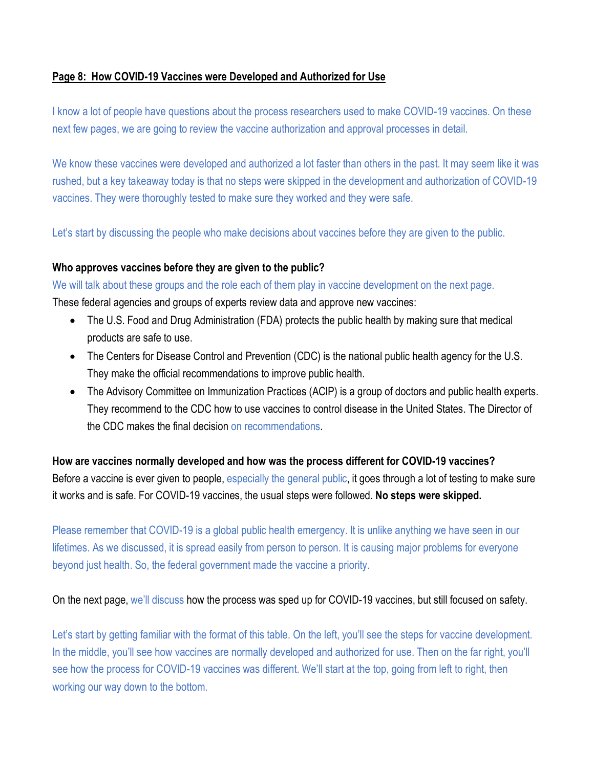**Page 8: How COVID-19 Vaccines were Developed and Authorized for Use**

I know a lot of people have questions about the process researchers used to make COVID-19 vaccines. On these next few pages, we are going to review the vaccine authorization and approval processes in detail.

We know these vaccines were developed and authorized a lot faster than others in the past. It may seem like it was rushed, but a key takeaway today is that no steps were skipped in the development and authorization of COVID-19 vaccines. They were thoroughly tested to make sure they worked and they were safe.

Let's start by discussing the people who make decisions about vaccines before they are given to the public.

**Who approves vaccines before they are given to the public?**

We will talk about these groups and the role each of them play in vaccine development on the next page.

These federal agencies and groups of experts review data and approve new vaccines:

- The U.S. Food and Drug Administration (FDA) protects the public health by making sure that medical products are safe to use.
- The Centers for Disease Control and Prevention (CDC) is the national public health agency for the U.S. They make the official recommendations to improve public health.
- The Advisory Committee on Immunization Practices (ACIP) is a group of doctors and public health experts. They recommend to the CDC how to use vaccines to control disease in the United States. The Director of the CDC makes the final decision on recommendations.

**How are vaccines normally developed and how was the process different for COVID-19 vaccines?**

Before a vaccine is ever given to people, especially the general public, it goes through a lot of testing to make sure it works and is safe. For COVID-19 vaccines, the usual steps were followed. **No steps were skipped.**

Please remember that COVID-19 is a global public health emergency. It is unlike anything we have seen in our lifetimes. As we discussed, it is spread easily from person to person. It is causing major problems for everyone beyond just health. So, the federal government made the vaccine a priority.

On the next page, we'll discuss how the process was sped up for COVID-19 vaccines, but still focused on safety.

Let's start by getting familiar with the format of this table. On the left, you'll see the steps for vaccine development. In the middle, you'll see how vaccines are normally developed and authorized for use. Then on the far right, you'll see how the process for COVID-19 vaccines was different. We'll start at the top, going from left to right, then working our way down to the bottom.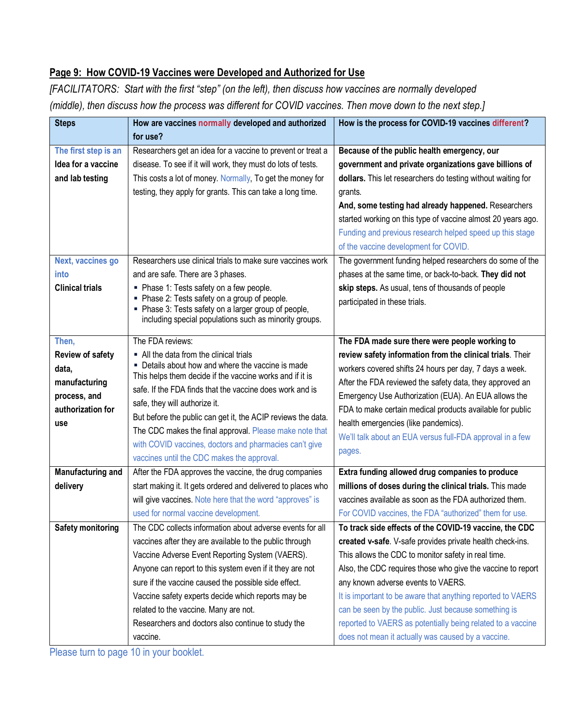## Page 9: How COVID-19 Vaccines were Developed and Authorized for Use

*[FACILITATORS: Start with the first "step" (on the left), then discuss how vaccines are normally developed (middle), then discuss how the process was different for COVID vaccines. Then move down to the next step.]*

| Steps | How are vaccines normally developed and authorized for use? | How is the process for COVID-19 vaccines different? |
|---|---|---|
| The first step is an **Idea for a vaccine and lab testing** | Researchers get an idea for a vaccine to prevent or treat a disease. To see if it will work, they must do lots of tests. This costs a lot of money. Normally, To get the money for testing, they apply for grants. This can take a long time. | **Because of the public health emergency, our government and private organizations gave billions of dollars.** This let researchers do testing without waiting for grants. **And, some testing had already happened.** Researchers started working on this type of vaccine almost 20 years ago. Funding and previous research helped speed up this stage of the vaccine development for COVID. |
| Next, vaccines go into **Clinical trials** | Researchers use clinical trials to make sure vaccines work and are safe. There are 3 phases.<br>▪ Phase 1: Tests safety on a few people.<br>▪ Phase 2: Tests safety on a group of people.<br>▪ Phase 3: Tests safety on a larger group of people, including special populations such as minority groups. | The government funding helped researchers do some of the phases at the same time, or back-to-back. **They did not skip steps.** As usual, tens of thousands of people participated in these trials. |
| Then, **Review of safety data, manufacturing process, and authorization for use** | The FDA reviews:<br>▪ All the data from the clinical trials<br>▪ Details about how and where the vaccine is made<br>This helps them decide if the vaccine works and if it is safe. If the FDA finds that the vaccine does work and is safe, they will authorize it.<br>But before the public can get it, the ACIP reviews the data. The CDC makes the final approval. Please make note that with COVID vaccines, doctors and pharmacies can't give vaccines until the CDC makes the approval. | **The FDA made sure there were people working to review safety information from the clinical trials**. Their workers covered shifts 24 hours per day, 7 days a week. After the FDA reviewed the safety data, they approved an Emergency Use Authorization (EUA). An EUA allows the FDA to make certain medical products available for public health emergencies (like pandemics).<br>We'll talk about an EUA versus full-FDA approval in a few pages. |
| **Manufacturing and delivery** | After the FDA approves the vaccine, the drug companies start making it. It gets ordered and delivered to places who will give vaccines. Note here that the word "approves" is used for normal vaccine development. | **Extra funding allowed drug companies to produce millions of doses during the clinical trials.** This made vaccines available as soon as the FDA authorized them. For COVID vaccines, the FDA "authorized" them for use. |
| **Safety monitoring** | The CDC collects information about adverse events for all vaccines after they are available to the public through Vaccine Adverse Event Reporting System (VAERS). Anyone can report to this system even if it they are not sure if the vaccine caused the possible side effect. Vaccine safety experts decide which reports may be related to the vaccine. Many are not.<br>Researchers and doctors also continue to study the vaccine. | **To track side effects of the COVID-19 vaccine, the CDC created v-safe**. V-safe provides private health check-ins. This allows the CDC to monitor safety in real time.<br>Also, the CDC requires those who give the vaccine to report any known adverse events to VAERS.<br>It is important to be aware that anything reported to VAERS can be seen by the public. Just because something is reported to VAERS as potentially being related to a vaccine does not mean it actually was caused by a vaccine. |

Please turn to page 10 in your booklet.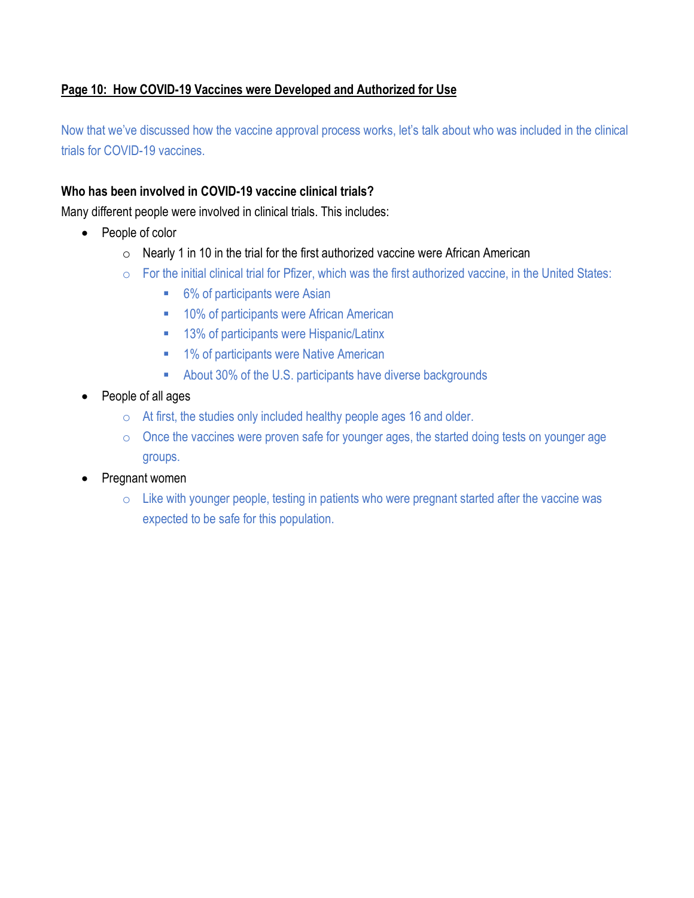## Page 10: How COVID-19 Vaccines were Developed and Authorized for Use

Now that we've discussed how the vaccine approval process works, let's talk about who was included in the clinical trials for COVID-19 vaccines.

**Who has been involved in COVID-19 vaccine clinical trials?**

Many different people were involved in clinical trials. This includes:

- People of color
  - Nearly 1 in 10 in the trial for the first authorized vaccine were African American
  - For the initial clinical trial for Pfizer, which was the first authorized vaccine, in the United States:
    - 6% of participants were Asian
    - 10% of participants were African American
    - 13% of participants were Hispanic/Latinx
    - 1% of participants were Native American
    - About 30% of the U.S. participants have diverse backgrounds
- People of all ages
  - At first, the studies only included healthy people ages 16 and older.
  - Once the vaccines were proven safe for younger ages, the started doing tests on younger age groups.
- Pregnant women
  - Like with younger people, testing in patients who were pregnant started after the vaccine was expected to be safe for this population.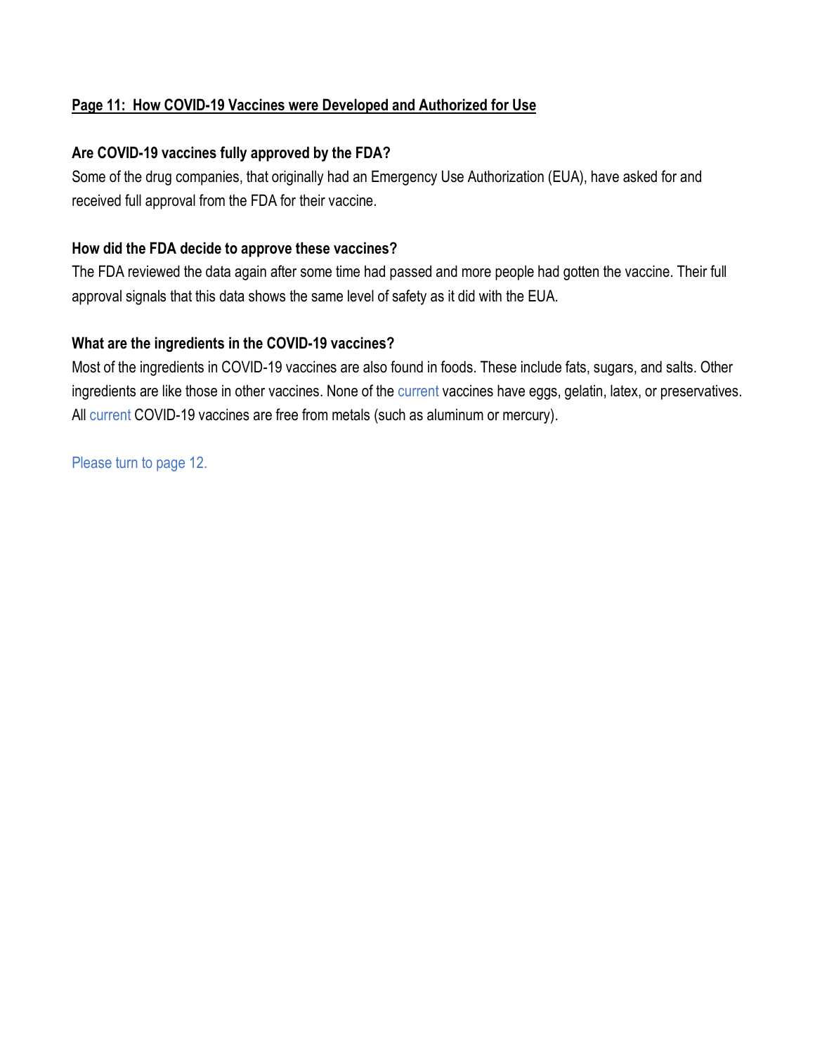## Page 11: How COVID-19 Vaccines were Developed and Authorized for Use

### Are COVID-19 vaccines fully approved by the FDA?

Some of the drug companies, that originally had an Emergency Use Authorization (EUA), have asked for and received full approval from the FDA for their vaccine.

### How did the FDA decide to approve these vaccines?

The FDA reviewed the data again after some time had passed and more people had gotten the vaccine. Their full approval signals that this data shows the same level of safety as it did with the EUA.

### What are the ingredients in the COVID-19 vaccines?

Most of the ingredients in COVID-19 vaccines are also found in foods. These include fats, sugars, and salts. Other ingredients are like those in other vaccines. None of the current vaccines have eggs, gelatin, latex, or preservatives. All current COVID-19 vaccines are free from metals (such as aluminum or mercury).

Please turn to page 12.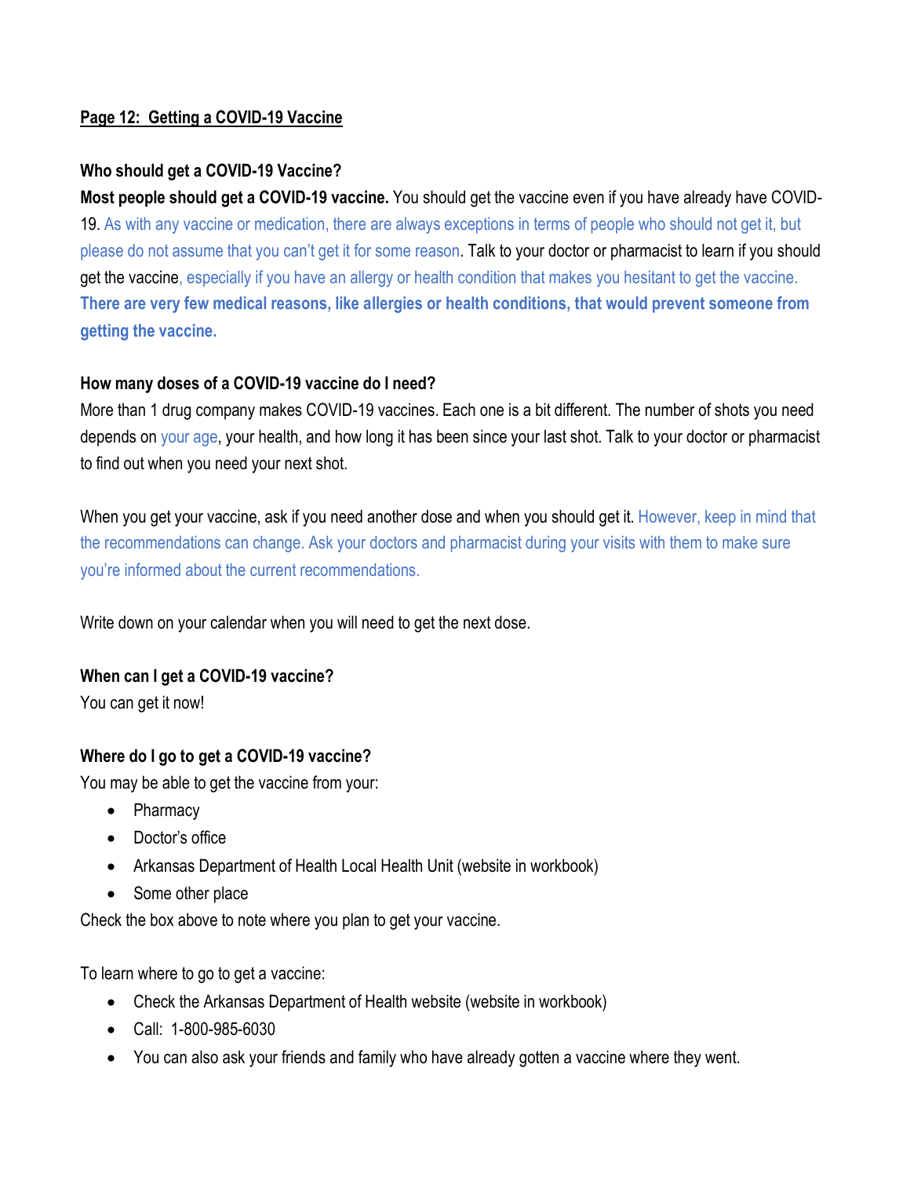## Page 12: Getting a COVID-19 Vaccine

### Who should get a COVID-19 Vaccine?

**Most people should get a COVID-19 vaccine.** You should get the vaccine even if you have already have COVID-19. As with any vaccine or medication, there are always exceptions in terms of people who should not get it, but please do not assume that you can't get it for some reason. Talk to your doctor or pharmacist to learn if you should get the vaccine, especially if you have an allergy or health condition that makes you hesitant to get the vaccine. **There are very few medical reasons, like allergies or health conditions, that would prevent someone from getting the vaccine.**

### How many doses of a COVID-19 vaccine do I need?

More than 1 drug company makes COVID-19 vaccines. Each one is a bit different. The number of shots you need depends on your age, your health, and how long it has been since your last shot. Talk to your doctor or pharmacist to find out when you need your next shot.

When you get your vaccine, ask if you need another dose and when you should get it. However, keep in mind that the recommendations can change. Ask your doctors and pharmacist during your visits with them to make sure you're informed about the current recommendations.

Write down on your calendar when you will need to get the next dose.

### When can I get a COVID-19 vaccine?

You can get it now!

### Where do I go to get a COVID-19 vaccine?

You may be able to get the vaccine from your:

- Pharmacy
- Doctor's office
- Arkansas Department of Health Local Health Unit (website in workbook)
- Some other place

Check the box above to note where you plan to get your vaccine.

To learn where to go to get a vaccine:

- Check the Arkansas Department of Health website (website in workbook)
- Call: 1-800-985-6030
- You can also ask your friends and family who have already gotten a vaccine where they went.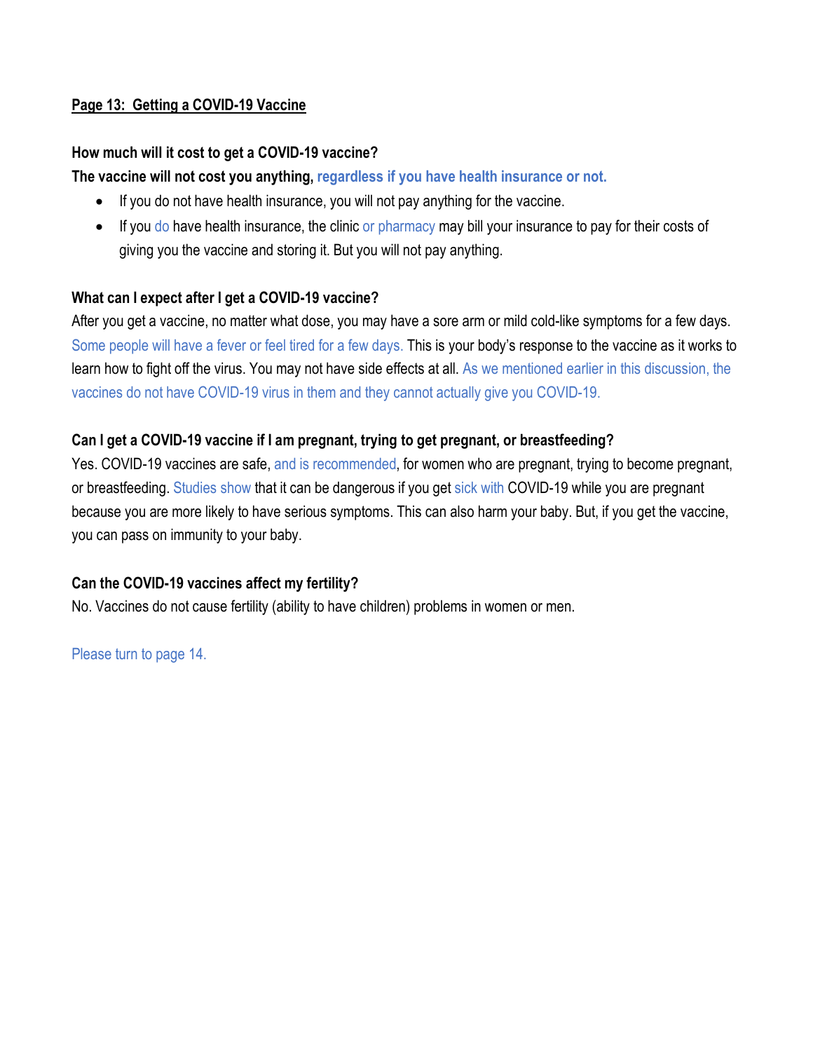## Page 13: Getting a COVID-19 Vaccine

**How much will it cost to get a COVID-19 vaccine?**

**The vaccine will not cost you anything, regardless if you have health insurance or not.**

- If you do not have health insurance, you will not pay anything for the vaccine.
- If you do have health insurance, the clinic or pharmacy may bill your insurance to pay for their costs of giving you the vaccine and storing it. But you will not pay anything.

**What can I expect after I get a COVID-19 vaccine?**

After you get a vaccine, no matter what dose, you may have a sore arm or mild cold-like symptoms for a few days. Some people will have a fever or feel tired for a few days. This is your body's response to the vaccine as it works to learn how to fight off the virus. You may not have side effects at all. As we mentioned earlier in this discussion, the vaccines do not have COVID-19 virus in them and they cannot actually give you COVID-19.

**Can I get a COVID-19 vaccine if I am pregnant, trying to get pregnant, or breastfeeding?**

Yes. COVID-19 vaccines are safe, and is recommended, for women who are pregnant, trying to become pregnant, or breastfeeding. Studies show that it can be dangerous if you get sick with COVID-19 while you are pregnant because you are more likely to have serious symptoms. This can also harm your baby. But, if you get the vaccine, you can pass on immunity to your baby.

**Can the COVID-19 vaccines affect my fertility?**

No. Vaccines do not cause fertility (ability to have children) problems in women or men.

Please turn to page 14.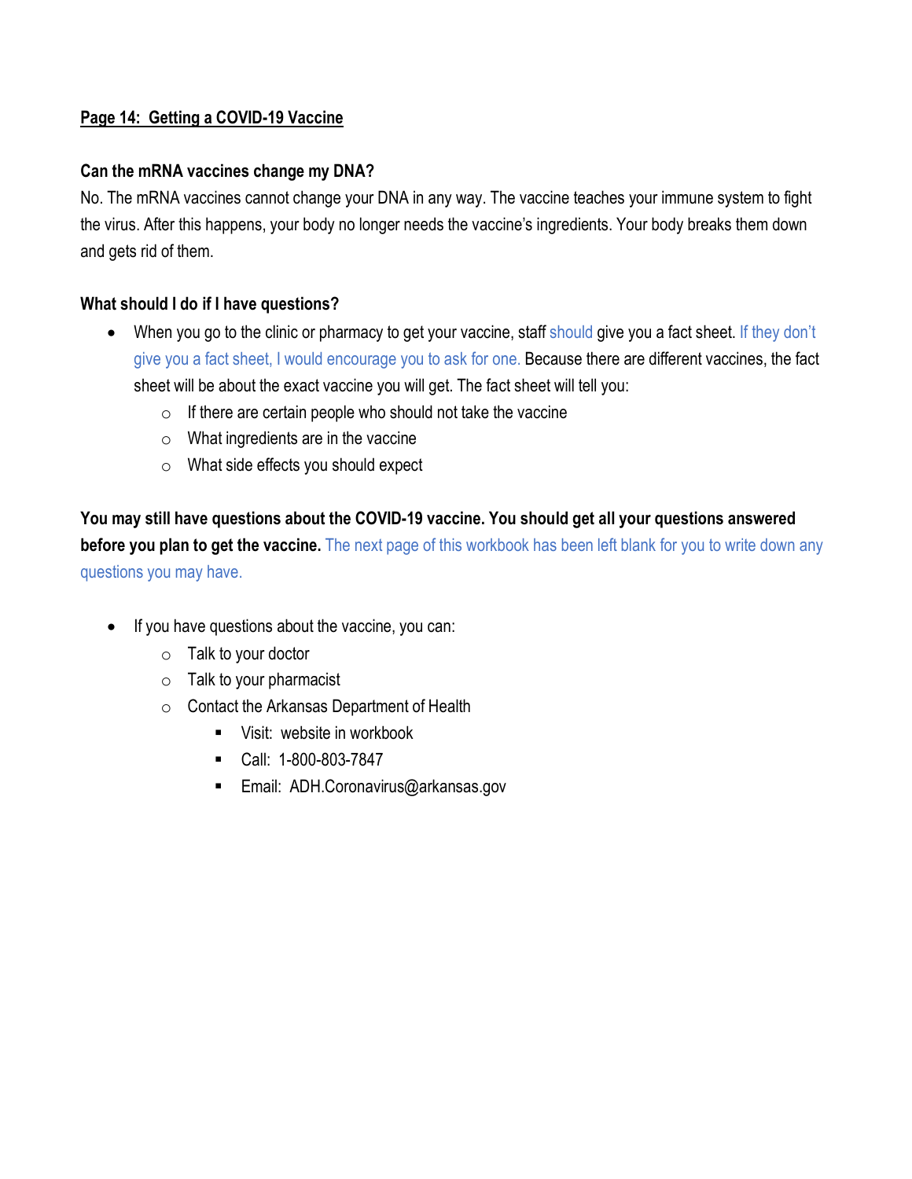**Page 14: Getting a COVID-19 Vaccine**

**Can the mRNA vaccines change my DNA?**

No. The mRNA vaccines cannot change your DNA in any way. The vaccine teaches your immune system to fight the virus. After this happens, your body no longer needs the vaccine's ingredients. Your body breaks them down and gets rid of them.

**What should I do if I have questions?**

- When you go to the clinic or pharmacy to get your vaccine, staff should give you a fact sheet. If they don't give you a fact sheet, I would encourage you to ask for one. Because there are different vaccines, the fact sheet will be about the exact vaccine you will get. The fact sheet will tell you:
  - If there are certain people who should not take the vaccine
  - What ingredients are in the vaccine
  - What side effects you should expect

**You may still have questions about the COVID-19 vaccine. You should get all your questions answered before you plan to get the vaccine.** The next page of this workbook has been left blank for you to write down any questions you may have.

- If you have questions about the vaccine, you can:
  - Talk to your doctor
  - Talk to your pharmacist
  - Contact the Arkansas Department of Health
    - Visit: website in workbook
    - Call: 1-800-803-7847
    - Email: ADH.Coronavirus@arkansas.gov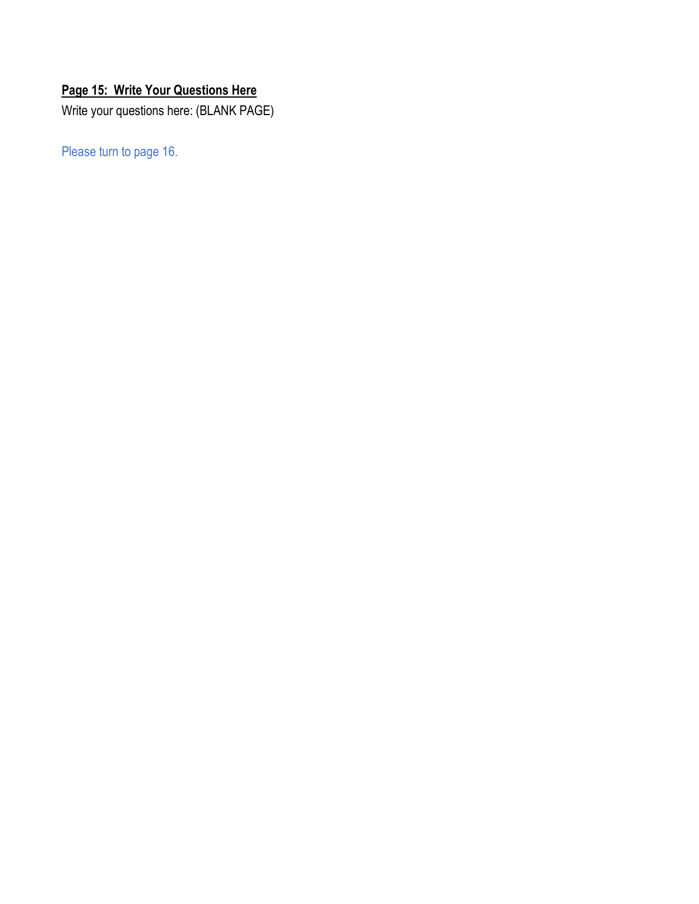**Page 15: Write Your Questions Here**

Write your questions here: (BLANK PAGE)

Please turn to page 16.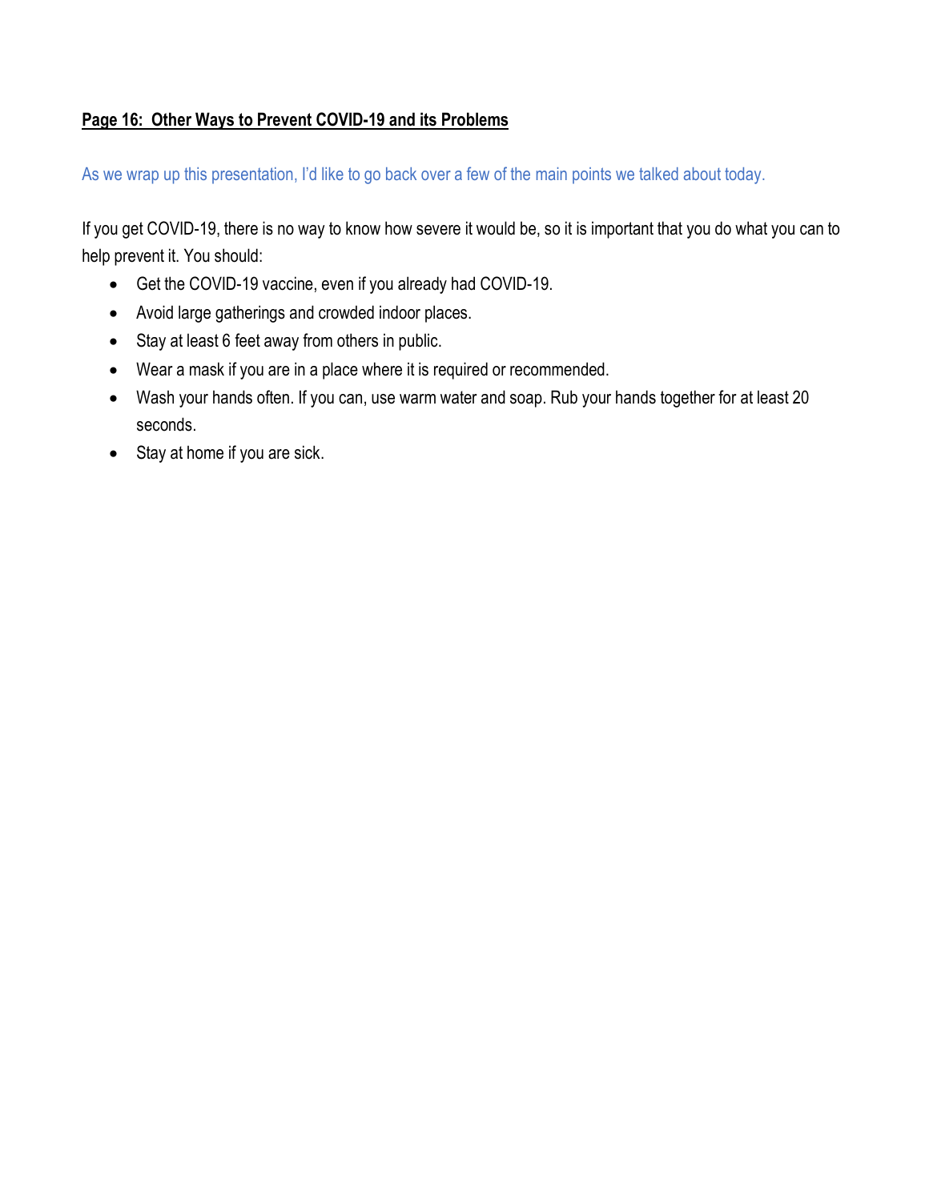**Page 16: Other Ways to Prevent COVID-19 and its Problems**

As we wrap up this presentation, I'd like to go back over a few of the main points we talked about today.

If you get COVID-19, there is no way to know how severe it would be, so it is important that you do what you can to help prevent it. You should:

- Get the COVID-19 vaccine, even if you already had COVID-19.
- Avoid large gatherings and crowded indoor places.
- Stay at least 6 feet away from others in public.
- Wear a mask if you are in a place where it is required or recommended.
- Wash your hands often. If you can, use warm water and soap. Rub your hands together for at least 20 seconds.
- Stay at home if you are sick.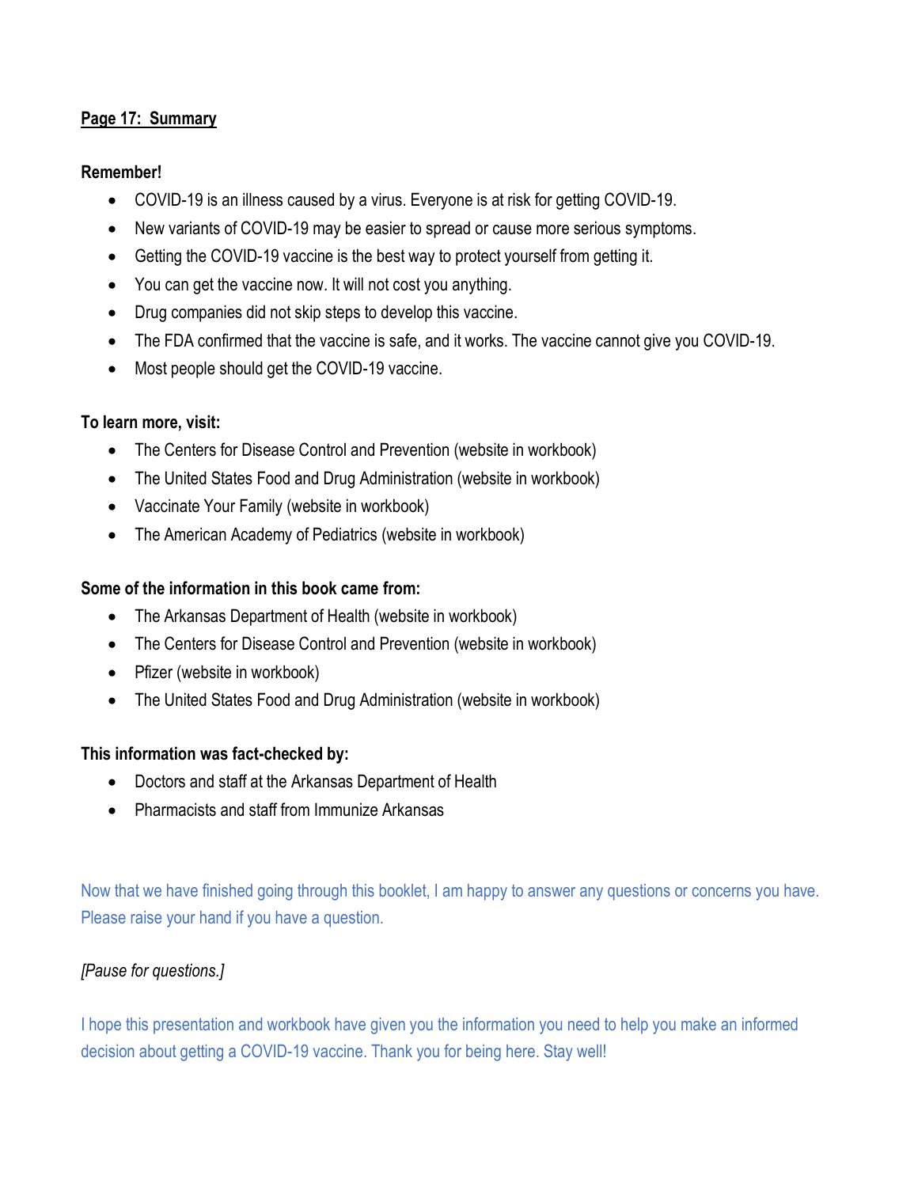**Page 17: Summary**

**Remember!**

- COVID-19 is an illness caused by a virus. Everyone is at risk for getting COVID-19.
- New variants of COVID-19 may be easier to spread or cause more serious symptoms.
- Getting the COVID-19 vaccine is the best way to protect yourself from getting it.
- You can get the vaccine now. It will not cost you anything.
- Drug companies did not skip steps to develop this vaccine.
- The FDA confirmed that the vaccine is safe, and it works. The vaccine cannot give you COVID-19.
- Most people should get the COVID-19 vaccine.

**To learn more, visit:**

- The Centers for Disease Control and Prevention (website in workbook)
- The United States Food and Drug Administration (website in workbook)
- Vaccinate Your Family (website in workbook)
- The American Academy of Pediatrics (website in workbook)

**Some of the information in this book came from:**

- The Arkansas Department of Health (website in workbook)
- The Centers for Disease Control and Prevention (website in workbook)
- Pfizer (website in workbook)
- The United States Food and Drug Administration (website in workbook)

**This information was fact-checked by:**

- Doctors and staff at the Arkansas Department of Health
- Pharmacists and staff from Immunize Arkansas

Now that we have finished going through this booklet, I am happy to answer any questions or concerns you have. Please raise your hand if you have a question.

*[Pause for questions.]*

I hope this presentation and workbook have given you the information you need to help you make an informed decision about getting a COVID-19 vaccine. Thank you for being here. Stay well!